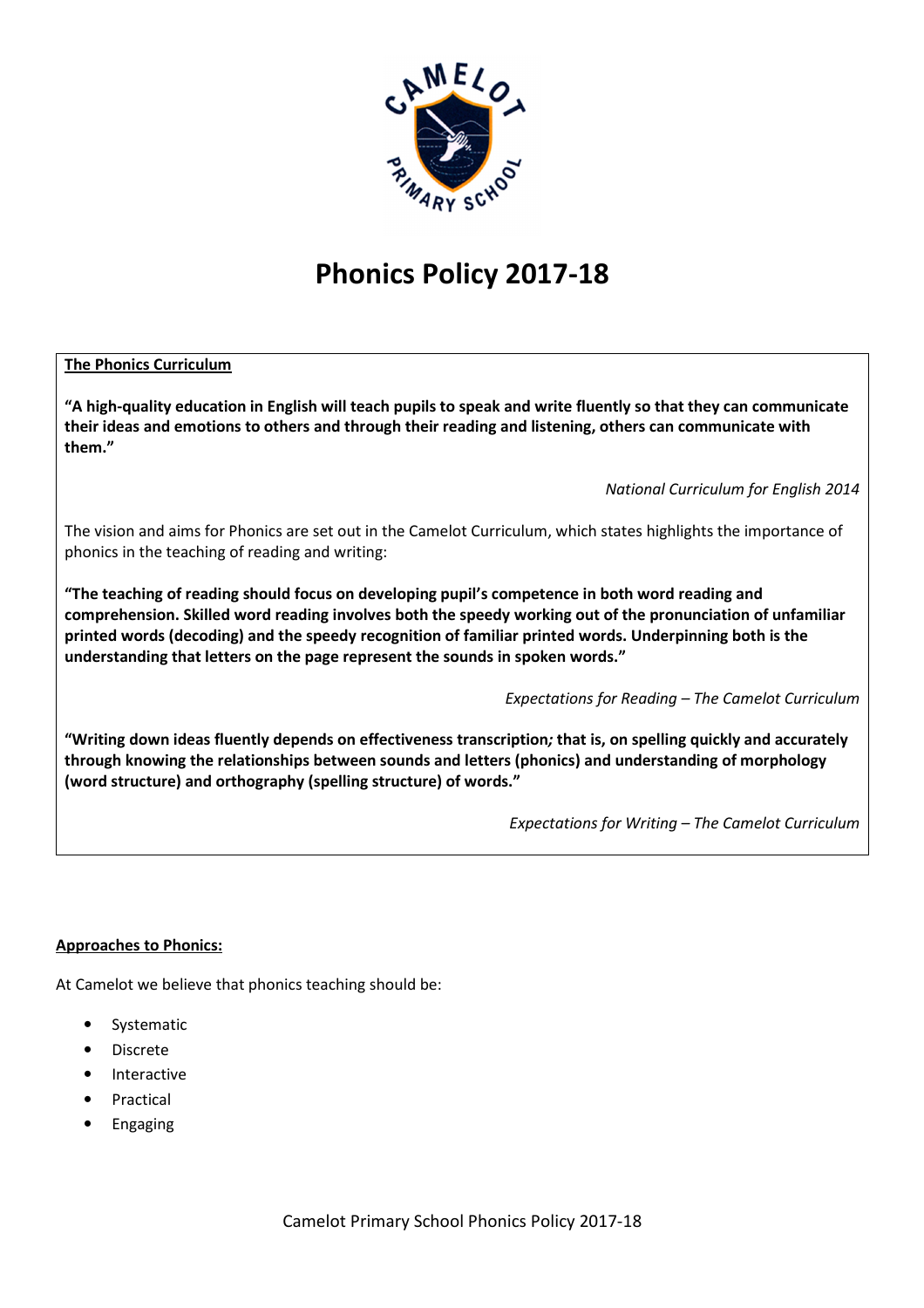# Phonics Policy 2017-18

**The Phonics Curriculum**

**"A high-quality education in English will teach pupils to speak and write fluently so that they can communicate their ideas and emotions to others and through their reading and listening, others can communicate with them."**

*National Curriculum for English 2014*

The vision and aims for Phonics are set out in the Camelot Curriculum, which states highlights the importance of phonics in the teaching of reading and writing:

**"The teaching of reading should focus on developing pupil's competence in both word reading and comprehension. Skilled word reading involves both the speedy working out of the pronunciation of unfamiliar printed words (decoding) and the speedy recognition of familiar printed words. Underpinning both is the understanding that letters on the page represent the sounds in spoken words."**

*Expectations for Reading – The Camelot Curriculum*

**"Writing down ideas fluently depends on effectiveness transcription; that is, on spelling quickly and accurately through knowing the relationships between sounds and letters (phonics) and understanding of morphology (word structure) and orthography (spelling structure) of words."**

*Expectations for Writing – The Camelot Curriculum*

**Approaches to Phonics:**

At Camelot we believe that phonics teaching should be:

- Systematic
- Discrete
- Interactive
- Practical
- Engaging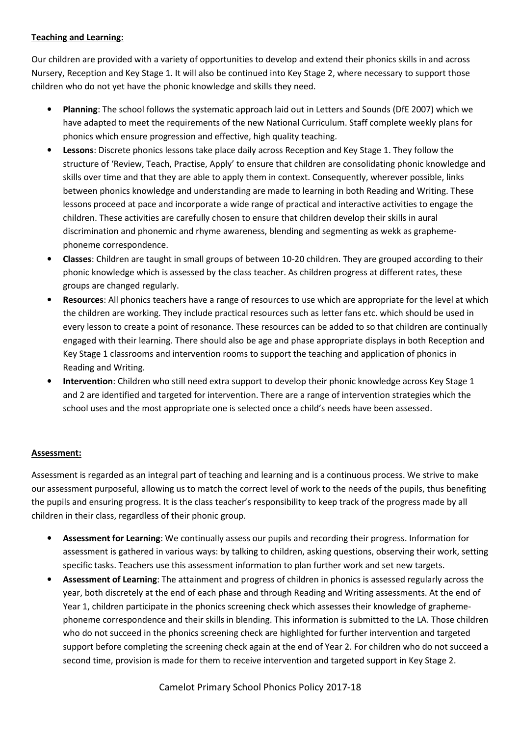**Teaching and Learning:**

Our children are provided with a variety of opportunities to develop and extend their phonics skills in and across Nursery, Reception and Key Stage 1. It will also be continued into Key Stage 2, where necessary to support those children who do not yet have the phonic knowledge and skills they need.

- **Planning**: The school follows the systematic approach laid out in Letters and Sounds (DfE 2007) which we have adapted to meet the requirements of the new National Curriculum. Staff complete weekly plans for phonics which ensure progression and effective, high quality teaching.
- **Lessons**: Discrete phonics lessons take place daily across Reception and Key Stage 1. They follow the structure of 'Review, Teach, Practise, Apply' to ensure that children are consolidating phonic knowledge and skills over time and that they are able to apply them in context. Consequently, wherever possible, links between phonics knowledge and understanding are made to learning in both Reading and Writing. These lessons proceed at pace and incorporate a wide range of practical and interactive activities to engage the children. These activities are carefully chosen to ensure that children develop their skills in aural discrimination and phonemic and rhyme awareness, blending and segmenting as wekk as grapheme-phoneme correspondence.
- **Classes**: Children are taught in small groups of between 10-20 children. They are grouped according to their phonic knowledge which is assessed by the class teacher. As children progress at different rates, these groups are changed regularly.
- **Resources**: All phonics teachers have a range of resources to use which are appropriate for the level at which the children are working. They include practical resources such as letter fans etc. which should be used in every lesson to create a point of resonance. These resources can be added to so that children are continually engaged with their learning. There should also be age and phase appropriate displays in both Reception and Key Stage 1 classrooms and intervention rooms to support the teaching and application of phonics in Reading and Writing.
- **Intervention**: Children who still need extra support to develop their phonic knowledge across Key Stage 1 and 2 are identified and targeted for intervention. There are a range of intervention strategies which the school uses and the most appropriate one is selected once a child's needs have been assessed.

**Assessment:**

Assessment is regarded as an integral part of teaching and learning and is a continuous process. We strive to make our assessment purposeful, allowing us to match the correct level of work to the needs of the pupils, thus benefiting the pupils and ensuring progress. It is the class teacher's responsibility to keep track of the progress made by all children in their class, regardless of their phonic group.

- **Assessment for Learning**: We continually assess our pupils and recording their progress. Information for assessment is gathered in various ways: by talking to children, asking questions, observing their work, setting specific tasks. Teachers use this assessment information to plan further work and set new targets.
- **Assessment of Learning**: The attainment and progress of children in phonics is assessed regularly across the year, both discretely at the end of each phase and through Reading and Writing assessments. At the end of Year 1, children participate in the phonics screening check which assesses their knowledge of grapheme-phoneme correspondence and their skills in blending. This information is submitted to the LA. Those children who do not succeed in the phonics screening check are highlighted for further intervention and targeted support before completing the screening check again at the end of Year 2. For children who do not succeed a second time, provision is made for them to receive intervention and targeted support in Key Stage 2.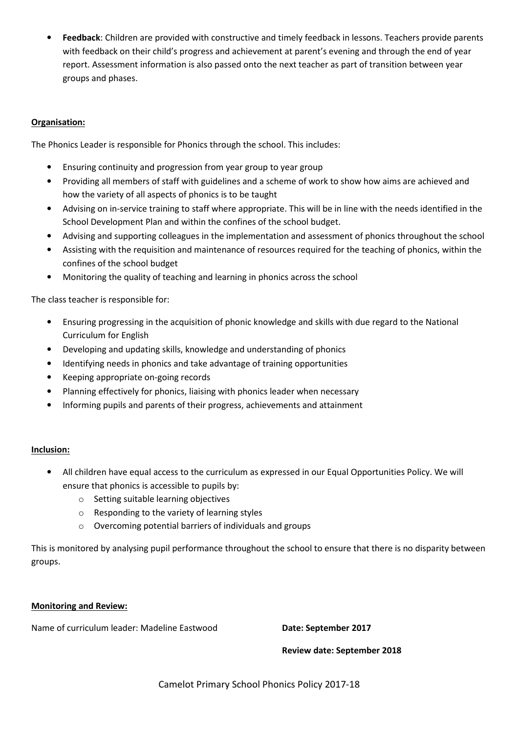- **Feedback**: Children are provided with constructive and timely feedback in lessons. Teachers provide parents with feedback on their child's progress and achievement at parent's evening and through the end of year report. Assessment information is also passed onto the next teacher as part of transition between year groups and phases.

**Organisation:**

The Phonics Leader is responsible for Phonics through the school. This includes:

- Ensuring continuity and progression from year group to year group
- Providing all members of staff with guidelines and a scheme of work to show how aims are achieved and how the variety of all aspects of phonics is to be taught
- Advising on in-service training to staff where appropriate. This will be in line with the needs identified in the School Development Plan and within the confines of the school budget.
- Advising and supporting colleagues in the implementation and assessment of phonics throughout the school
- Assisting with the requisition and maintenance of resources required for the teaching of phonics, within the confines of the school budget
- Monitoring the quality of teaching and learning in phonics across the school

The class teacher is responsible for:

- Ensuring progressing in the acquisition of phonic knowledge and skills with due regard to the National Curriculum for English
- Developing and updating skills, knowledge and understanding of phonics
- Identifying needs in phonics and take advantage of training opportunities
- Keeping appropriate on-going records
- Planning effectively for phonics, liaising with phonics leader when necessary
- Informing pupils and parents of their progress, achievements and attainment

**Inclusion:**

- All children have equal access to the curriculum as expressed in our Equal Opportunities Policy. We will ensure that phonics is accessible to pupils by:
  - Setting suitable learning objectives
  - Responding to the variety of learning styles
  - Overcoming potential barriers of individuals and groups

This is monitored by analysing pupil performance throughout the school to ensure that there is no disparity between groups.

**Monitoring and Review:**

Name of curriculum leader: Madeline Eastwood **Date: September 2017**

**Review date: September 2018**